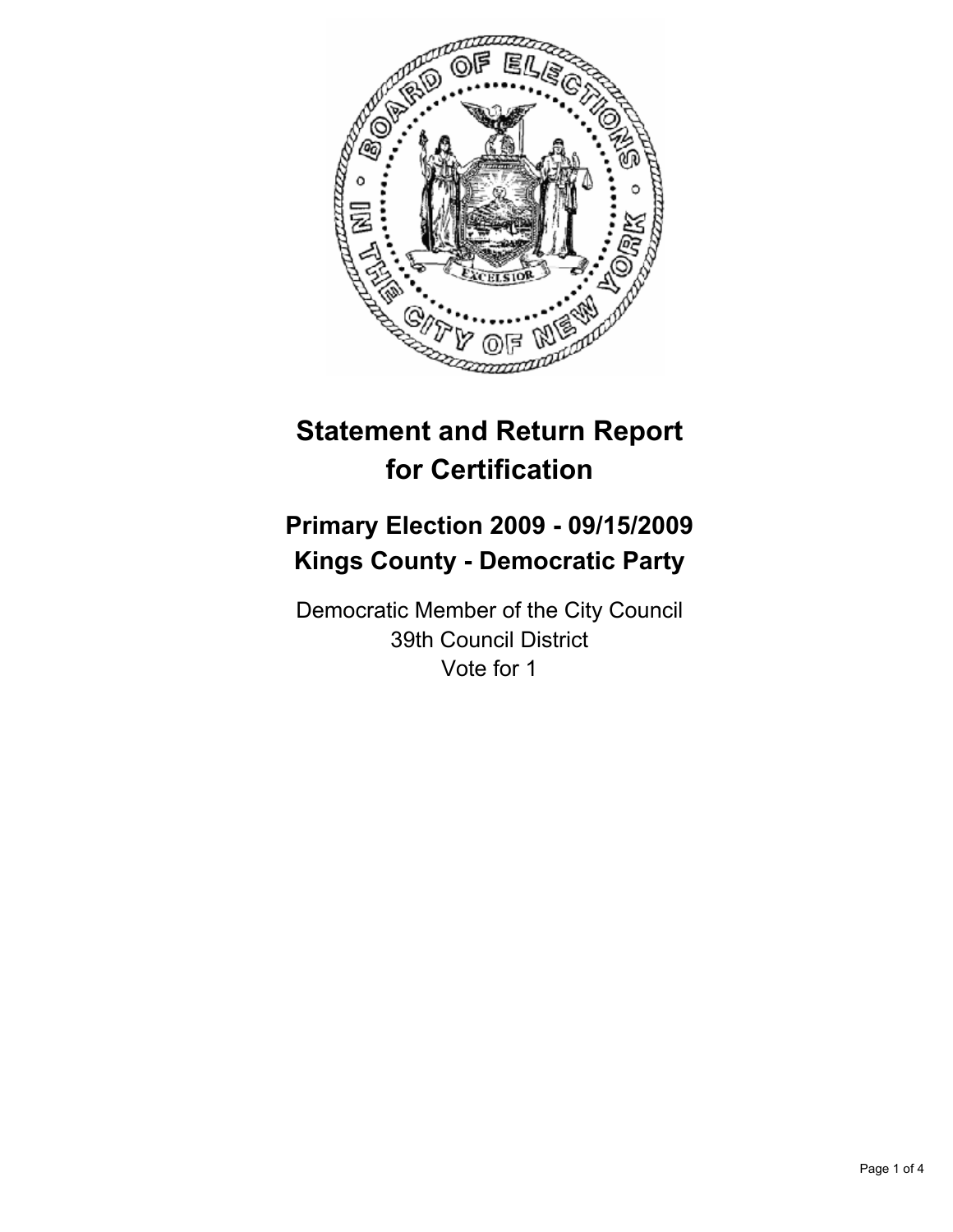# Statement and Return Report for Certification

## Primary Election 2009 - 09/15/2009
## Kings County - Democratic Party

Democratic Member of the City Council
39th Council District
Vote for 1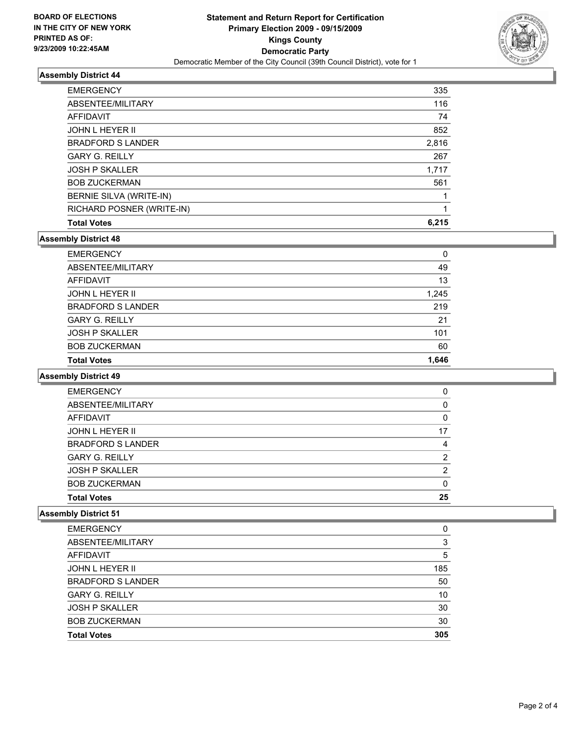**BOARD OF ELECTIONS IN THE CITY OF NEW YORK PRINTED AS OF: 9/23/2009 10:22:45AM**

# Statement and Return Report for Certification
## Primary Election 2009 - 09/15/2009
## Kings County
## Democratic Party
### Democratic Member of the City Council (39th Council District), vote for 1

**Assembly District 44**

| | |
|---|---|
| EMERGENCY | 335 |
| ABSENTEE/MILITARY | 116 |
| AFFIDAVIT | 74 |
| JOHN L HEYER II | 852 |
| BRADFORD S LANDER | 2,816 |
| GARY G. REILLY | 267 |
| JOSH P SKALLER | 1,717 |
| BOB ZUCKERMAN | 561 |
| BERNIE SILVA (WRITE-IN) | 1 |
| RICHARD POSNER (WRITE-IN) | 1 |
| **Total Votes** | **6,215** |

**Assembly District 48**

| | |
|---|---|
| EMERGENCY | 0 |
| ABSENTEE/MILITARY | 49 |
| AFFIDAVIT | 13 |
| JOHN L HEYER II | 1,245 |
| BRADFORD S LANDER | 219 |
| GARY G. REILLY | 21 |
| JOSH P SKALLER | 101 |
| BOB ZUCKERMAN | 60 |
| **Total Votes** | **1,646** |

**Assembly District 49**

| | |
|---|---|
| EMERGENCY | 0 |
| ABSENTEE/MILITARY | 0 |
| AFFIDAVIT | 0 |
| JOHN L HEYER II | 17 |
| BRADFORD S LANDER | 4 |
| GARY G. REILLY | 2 |
| JOSH P SKALLER | 2 |
| BOB ZUCKERMAN | 0 |
| **Total Votes** | **25** |

**Assembly District 51**

| | |
|---|---|
| EMERGENCY | 0 |
| ABSENTEE/MILITARY | 3 |
| AFFIDAVIT | 5 |
| JOHN L HEYER II | 185 |
| BRADFORD S LANDER | 50 |
| GARY G. REILLY | 10 |
| JOSH P SKALLER | 30 |
| BOB ZUCKERMAN | 30 |
| **Total Votes** | **305** |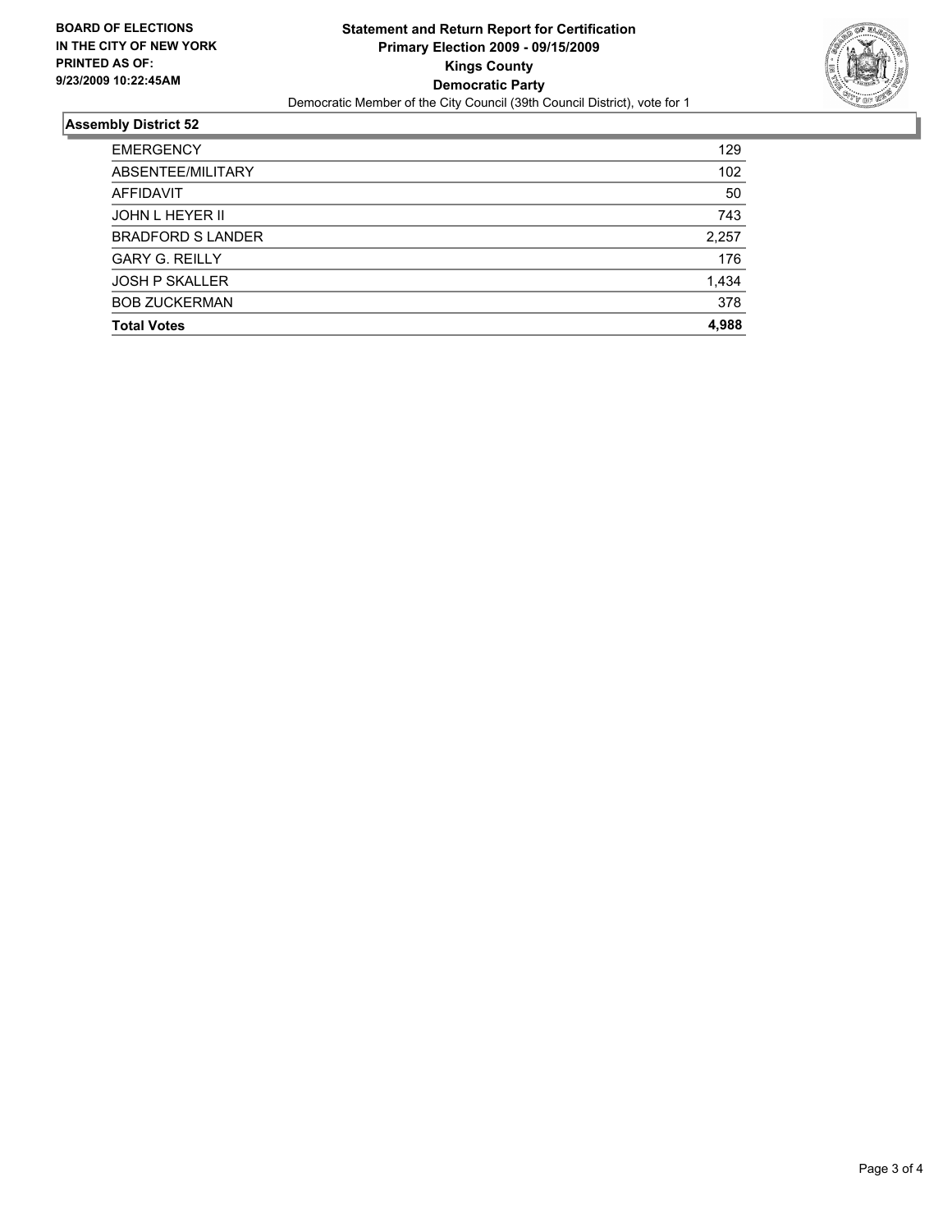**BOARD OF ELECTIONS IN THE CITY OF NEW YORK PRINTED AS OF: 9/23/2009 10:22:45AM**

# Statement and Return Report for Certification
## Primary Election 2009 - 09/15/2009
## Kings County
## Democratic Party

Democratic Member of the City Council (39th Council District), vote for 1

### Assembly District 52

| | |
|---|---|
| EMERGENCY | 129 |
| ABSENTEE/MILITARY | 102 |
| AFFIDAVIT | 50 |
| JOHN L HEYER II | 743 |
| BRADFORD S LANDER | 2,257 |
| GARY G. REILLY | 176 |
| JOSH P SKALLER | 1,434 |
| BOB ZUCKERMAN | 378 |
| **Total Votes** | **4,988** |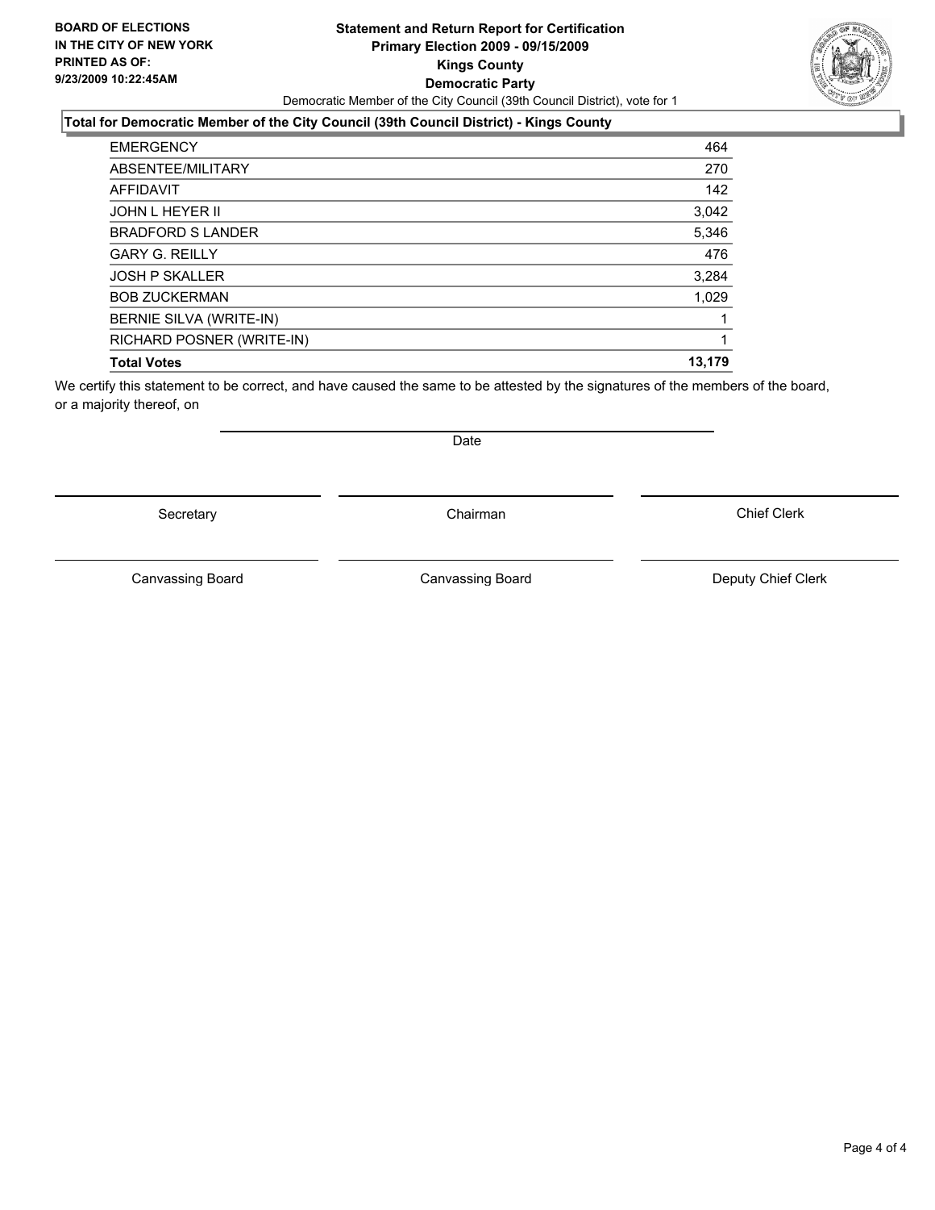**BOARD OF ELECTIONS IN THE CITY OF NEW YORK PRINTED AS OF: 9/23/2009 10:22:45AM**

# Statement and Return Report for Certification
## Primary Election 2009 - 09/15/2009
## Kings County
## Democratic Party

Democratic Member of the City Council (39th Council District), vote for 1

**Total for Democratic Member of the City Council (39th Council District) - Kings County**

| | |
|---|---|
| EMERGENCY | 464 |
| ABSENTEE/MILITARY | 270 |
| AFFIDAVIT | 142 |
| JOHN L HEYER II | 3,042 |
| BRADFORD S LANDER | 5,346 |
| GARY G. REILLY | 476 |
| JOSH P SKALLER | 3,284 |
| BOB ZUCKERMAN | 1,029 |
| BERNIE SILVA (WRITE-IN) | 1 |
| RICHARD POSNER (WRITE-IN) | 1 |
| **Total Votes** | **13,179** |

We certify this statement to be correct, and have caused the same to be attested by the signatures of the members of the board, or a majority thereof, on

Date

Secretary | Chairman | Chief Clerk

Canvassing Board | Canvassing Board | Deputy Chief Clerk